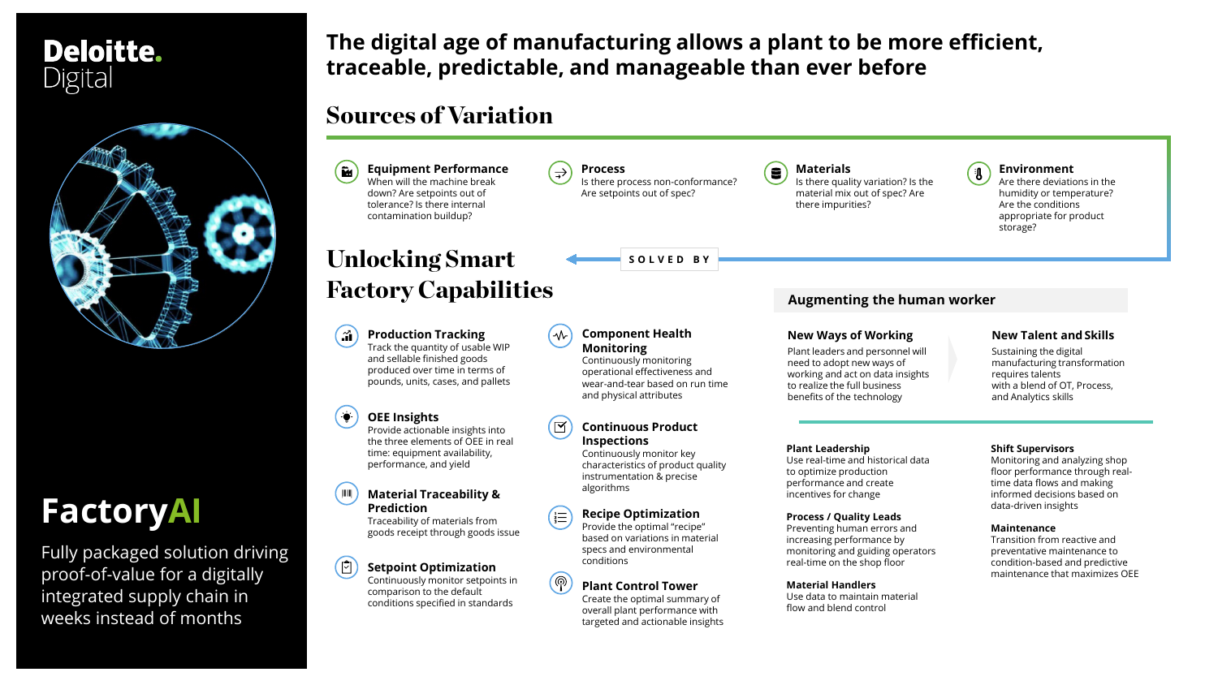Deloitte. Digital

# FactoryAI

Fully packaged solution driving proof-of-value for a digitally integrated supply chain in weeks instead of months

## The digital age of manufacturing allows a plant to be more efficient, traceable, predictable, and manageable than ever before

## Sources of Variation

**Equipment Performance**
When will the machine break down? Are setpoints out of tolerance? Is there internal contamination buildup?

**Process**
Is there process non-conformance? Are setpoints out of spec?

**Materials**
Is there quality variation? Is the material mix out of spec? Are there impurities?

**Environment**
Are there deviations in the humidity or temperature? Are the conditions appropriate for product storage?

SOLVED BY

## Unlocking Smart Factory Capabilities

**Production Tracking**
Track the quantity of usable WIP and sellable finished goods produced over time in terms of pounds, units, cases, and pallets

**OEE Insights**
Provide actionable insights into the three elements of OEE in real time: equipment availability, performance, and yield

**Material Traceability & Prediction**
Traceability of materials from goods receipt through goods issue

**Setpoint Optimization**
Continuously monitor setpoints in comparison to the default conditions specified in standards

**Component Health Monitoring**
Continuously monitoring operational effectiveness and wear-and-tear based on run time and physical attributes

**Continuous Product Inspections**
Continuously monitor key characteristics of product quality instrumentation & precise algorithms

**Recipe Optimization**
Provide the optimal "recipe" based on variations in material specs and environmental conditions

**Plant Control Tower**
Create the optimal summary of overall plant performance with targeted and actionable insights

## Augmenting the human worker

**New Ways of Working**
Plant leaders and personnel will need to adopt new ways of working and act on data insights to realize the full business benefits of the technology

**New Talent and Skills**
Sustaining the digital manufacturing transformation requires talents with a blend of OT, Process, and Analytics skills

**Plant Leadership**
Use real-time and historical data to optimize production performance and create incentives for change

**Process / Quality Leads**
Preventing human errors and increasing performance by monitoring and guiding operators real-time on the shop floor

**Material Handlers**
Use data to maintain material flow and blend control

**Shift Supervisors**
Monitoring and analyzing shop floor performance through real-time data flows and making informed decisions based on data-driven insights

**Maintenance**
Transition from reactive and preventative maintenance to condition-based and predictive maintenance that maximizes OEE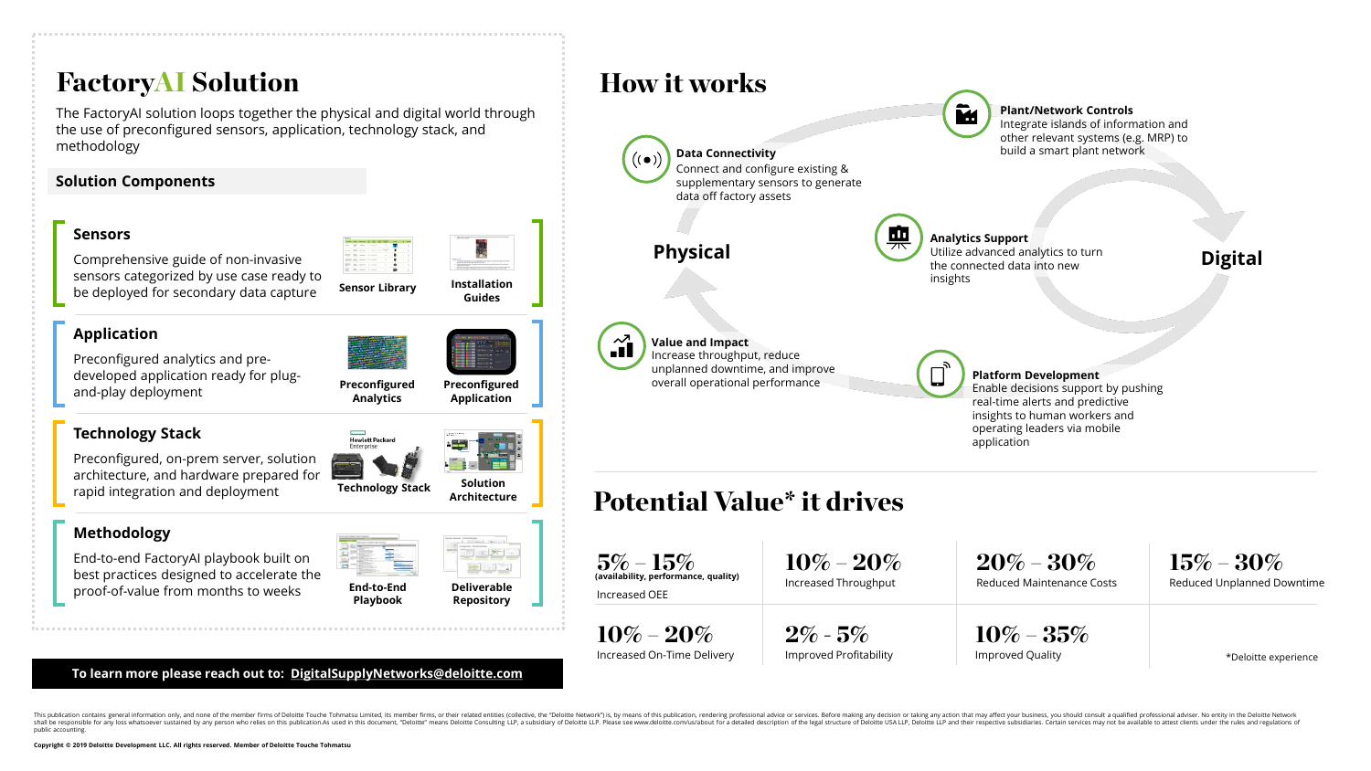# FactoryAI Solution

The FactoryAI solution loops together the physical and digital world through the use of preconfigured sensors, application, technology stack, and methodology

## Solution Components

### Sensors

Comprehensive guide of non-invasive sensors categorized by use case ready to be deployed for secondary data capture

**Sensor Library**

**Installation Guides**

### Application

Preconfigured analytics and pre-developed application ready for plug-and-play deployment

**Preconfigured Analytics**

**Preconfigured Application**

### Technology Stack

Preconfigured, on-prem server, solution architecture, and hardware prepared for rapid integration and deployment

**Technology Stack**

**Solution Architecture**

### Methodology

End-to-end FactoryAI playbook built on best practices designed to accelerate the proof-of-value from months to weeks

**End-to-End Playbook**

**Deliverable Repository**

**To learn more please reach out to: DigitalSupplyNetworks@deloitte.com**

# How it works

Physical

Digital

**Data Connectivity**
Connect and configure existing & supplementary sensors to generate data off factory assets

**Plant/Network Controls**
Integrate islands of information and other relevant systems (e.g. MRP) to build a smart plant network

**Analytics Support**
Utilize advanced analytics to turn the connected data into new insights

**Platform Development**
Enable decisions support by pushing real-time alerts and predictive insights to human workers and operating leaders via mobile application

**Value and Impact**
Increase throughput, reduce unplanned downtime, and improve overall operational performance

# Potential Value* it drives

| | | | |
|---|---|---|---|
| **5% – 15%** (availability, performance, quality) Increased OEE | **10% – 20%** Increased Throughput | **20% – 30%** Reduced Maintenance Costs | **15% – 30%** Reduced Unplanned Downtime |
| **10% – 20%** Increased On-Time Delivery | **2% - 5%** Improved Profitability | **10% – 35%** Improved Quality | |

*Deloitte experience

This publication contains general information only, and none of the member firms of Deloitte Touche Tohmatsu Limited, its member firms, or their related entities (collective, the "Deloitte Network") is, by means of this publication, rendering professional advice or services. Before making any decision or taking any action that may affect your business, you should consult a qualified professional adviser. No entity in the Deloitte Network shall be responsible for any loss whatsoever sustained by any person who relies on this publication.As used in this document, "Deloitte" means Deloitte Consulting LLP, a subsidiary of Deloitte LLP. Please see www.deloitte.com/us/about for a detailed description of the legal structure of Deloitte USA LLP, Deloitte LLP and their respective subsidiaries. Certain services may not be available to attest clients under the rules and regulations of public accounting.

Copyright © 2019 Deloitte Development LLC. All rights reserved. Member of Deloitte Touche Tohmatsu